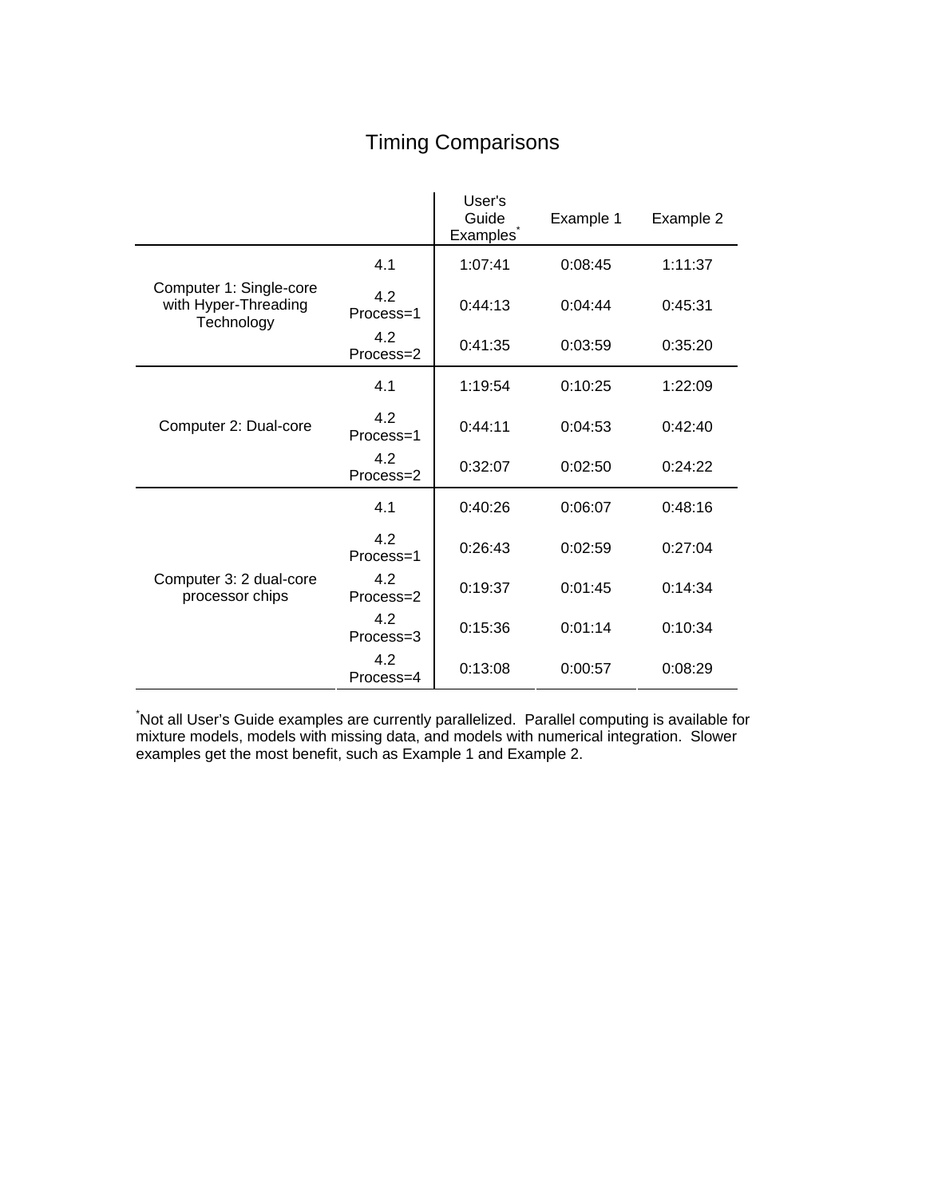# Timing Comparisons

| | | User's Guide Examples* | Example 1 | Example 2 |
|---|---|---|---|---|
| Computer 1: Single-core with Hyper-Threading Technology | 4.1 | 1:07:41 | 0:08:45 | 1:11:37 |
| | 4.2 Process=1 | 0:44:13 | 0:04:44 | 0:45:31 |
| | 4.2 Process=2 | 0:41:35 | 0:03:59 | 0:35:20 |
| Computer 2: Dual-core | 4.1 | 1:19:54 | 0:10:25 | 1:22:09 |
| | 4.2 Process=1 | 0:44:11 | 0:04:53 | 0:42:40 |
| | 4.2 Process=2 | 0:32:07 | 0:02:50 | 0:24:22 |
| Computer 3: 2 dual-core processor chips | 4.1 | 0:40:26 | 0:06:07 | 0:48:16 |
| | 4.2 Process=1 | 0:26:43 | 0:02:59 | 0:27:04 |
| | 4.2 Process=2 | 0:19:37 | 0:01:45 | 0:14:34 |
| | 4.2 Process=3 | 0:15:36 | 0:01:14 | 0:10:34 |
| | 4.2 Process=4 | 0:13:08 | 0:00:57 | 0:08:29 |

*Not all User's Guide examples are currently parallelized. Parallel computing is available for mixture models, models with missing data, and models with numerical integration. Slower examples get the most benefit, such as Example 1 and Example 2.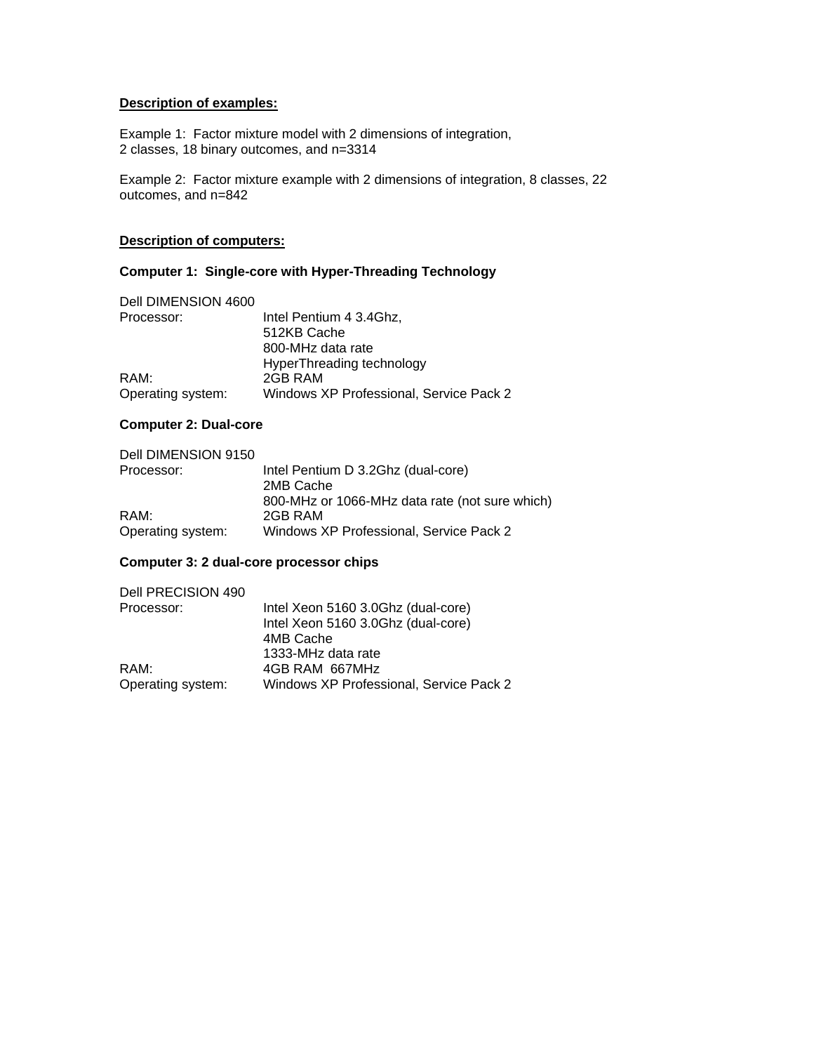**<u>Description of examples:</u>**

Example 1: Factor mixture model with 2 dimensions of integration, 2 classes, 18 binary outcomes, and n=3314

Example 2: Factor mixture example with 2 dimensions of integration, 8 classes, 22 outcomes, and n=842

**<u>Description of computers:</u>**

**Computer 1: Single-core with Hyper-Threading Technology**

| | |
|---|---|
| Dell DIMENSION 4600 | |
| Processor: | Intel Pentium 4 3.4Ghz,<br>512KB Cache<br>800-MHz data rate<br>HyperThreading technology |
| RAM: | 2GB RAM |
| Operating system: | Windows XP Professional, Service Pack 2 |

**Computer 2: Dual-core**

| | |
|---|---|
| Dell DIMENSION 9150 | |
| Processor: | Intel Pentium D 3.2Ghz (dual-core)<br>2MB Cache<br>800-MHz or 1066-MHz data rate (not sure which) |
| RAM: | 2GB RAM |
| Operating system: | Windows XP Professional, Service Pack 2 |

**Computer 3: 2 dual-core processor chips**

| | |
|---|---|
| Dell PRECISION 490 | |
| Processor: | Intel Xeon 5160 3.0Ghz (dual-core)<br>Intel Xeon 5160 3.0Ghz (dual-core)<br>4MB Cache<br>1333-MHz data rate |
| RAM: | 4GB RAM 667MHz |
| Operating system: | Windows XP Professional, Service Pack 2 |